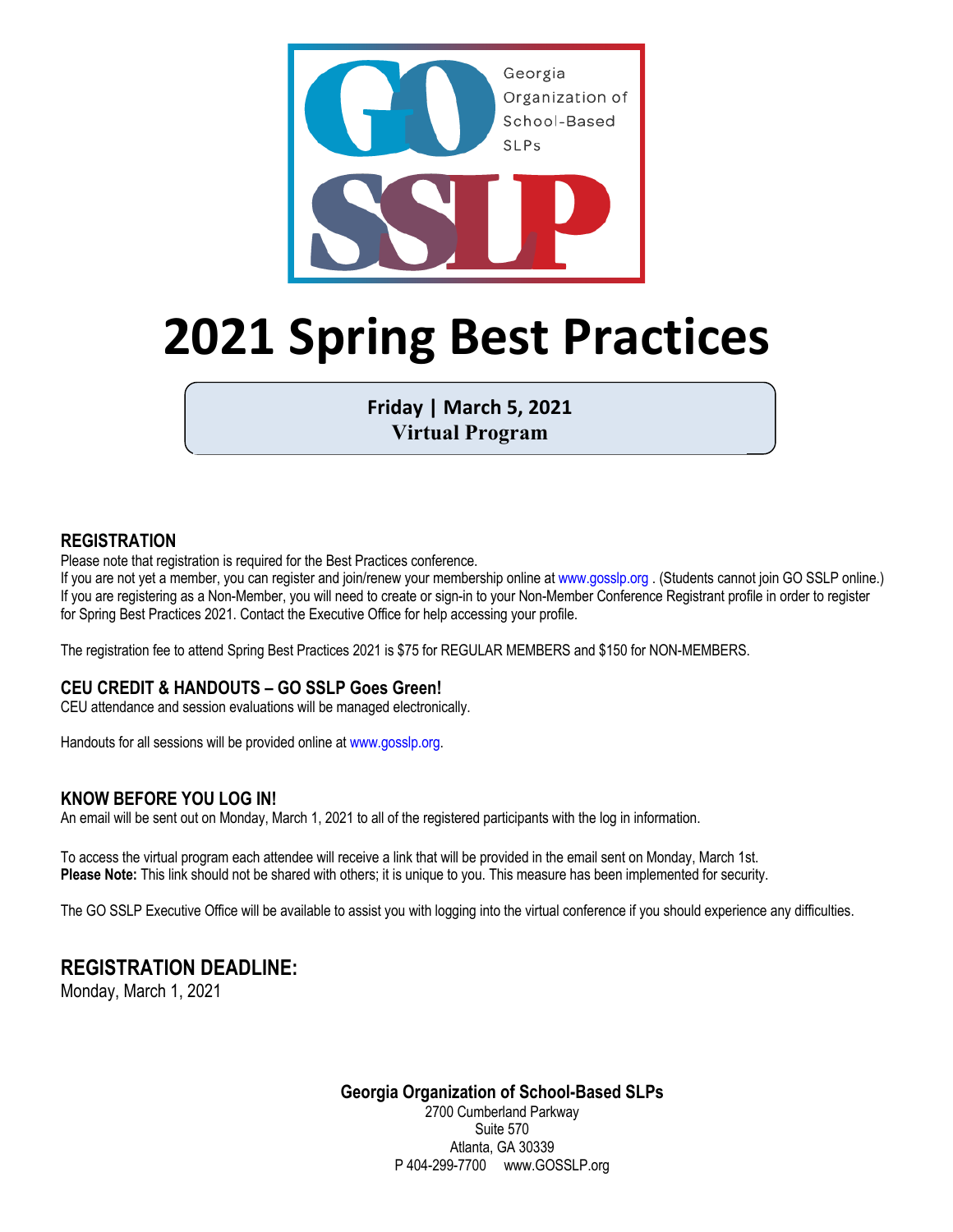GO SSLP

Georgia Organization of School-Based SLPs

# 2021 Spring Best Practices

**Friday | March 5, 2021**
**Virtual Program**

## REGISTRATION

Please note that registration is required for the Best Practices conference.
If you are not yet a member, you can register and join/renew your membership online at www.gosslp.org . (Students cannot join GO SSLP online.) If you are registering as a Non-Member, you will need to create or sign-in to your Non-Member Conference Registrant profile in order to register for Spring Best Practices 2021. Contact the Executive Office for help accessing your profile.

The registration fee to attend Spring Best Practices 2021 is $75 for REGULAR MEMBERS and $150 for NON-MEMBERS.

## CEU CREDIT & HANDOUTS – GO SSLP Goes Green!

CEU attendance and session evaluations will be managed electronically.

Handouts for all sessions will be provided online at www.gosslp.org.

## KNOW BEFORE YOU LOG IN!

An email will be sent out on Monday, March 1, 2021 to all of the registered participants with the log in information.

To access the virtual program each attendee will receive a link that will be provided in the email sent on Monday, March 1st.
**Please Note:** This link should not be shared with others; it is unique to you. This measure has been implemented for security.

The GO SSLP Executive Office will be available to assist you with logging into the virtual conference if you should experience any difficulties.

## REGISTRATION DEADLINE:

Monday, March 1, 2021

**Georgia Organization of School-Based SLPs**
2700 Cumberland Parkway
Suite 570
Atlanta, GA 30339
P 404-299-7700 www.GOSSLP.org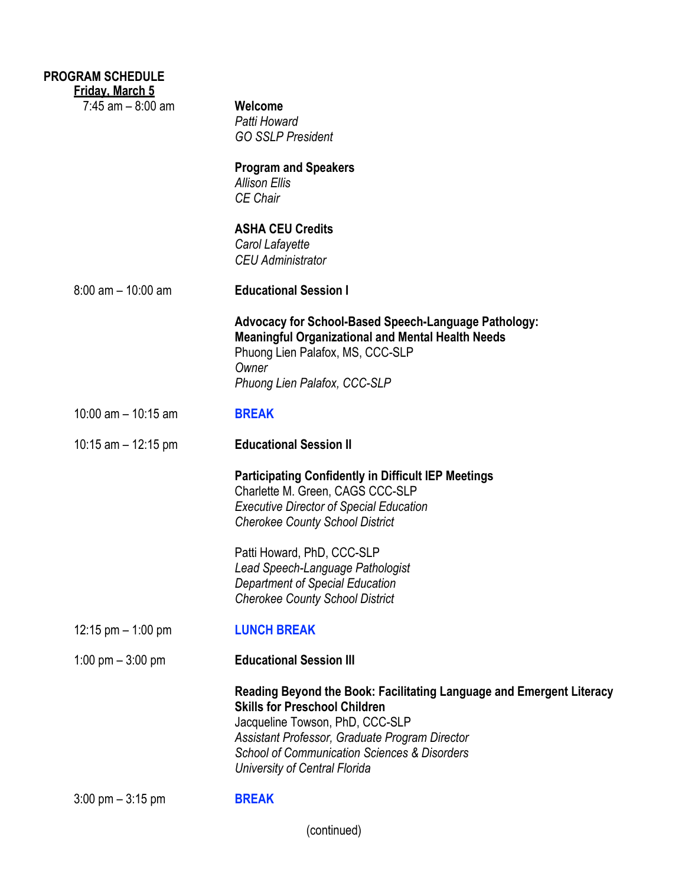**PROGRAM SCHEDULE**

**Friday, March 5**

7:45 am – 8:00 am

**Welcome**
*Patti Howard*
*GO SSLP President*

**Program and Speakers**
*Allison Ellis*
*CE Chair*

**ASHA CEU Credits**
*Carol Lafayette*
*CEU Administrator*

8:00 am – 10:00 am

**Educational Session I**

**Advocacy for School-Based Speech-Language Pathology: Meaningful Organizational and Mental Health Needs**
Phuong Lien Palafox, MS, CCC-SLP
*Owner*
*Phuong Lien Palafox, CCC-SLP*

10:00 am – 10:15 am

**BREAK**

10:15 am – 12:15 pm

**Educational Session II**

**Participating Confidently in Difficult IEP Meetings**
Charlette M. Green, CAGS CCC-SLP
*Executive Director of Special Education*
*Cherokee County School District*

Patti Howard, PhD, CCC-SLP
*Lead Speech-Language Pathologist*
*Department of Special Education*
*Cherokee County School District*

12:15 pm – 1:00 pm

**LUNCH BREAK**

1:00 pm – 3:00 pm

**Educational Session III**

**Reading Beyond the Book: Facilitating Language and Emergent Literacy Skills for Preschool Children**
Jacqueline Towson, PhD, CCC-SLP
*Assistant Professor, Graduate Program Director*
*School of Communication Sciences & Disorders*
*University of Central Florida*

3:00 pm – 3:15 pm

**BREAK**

(continued)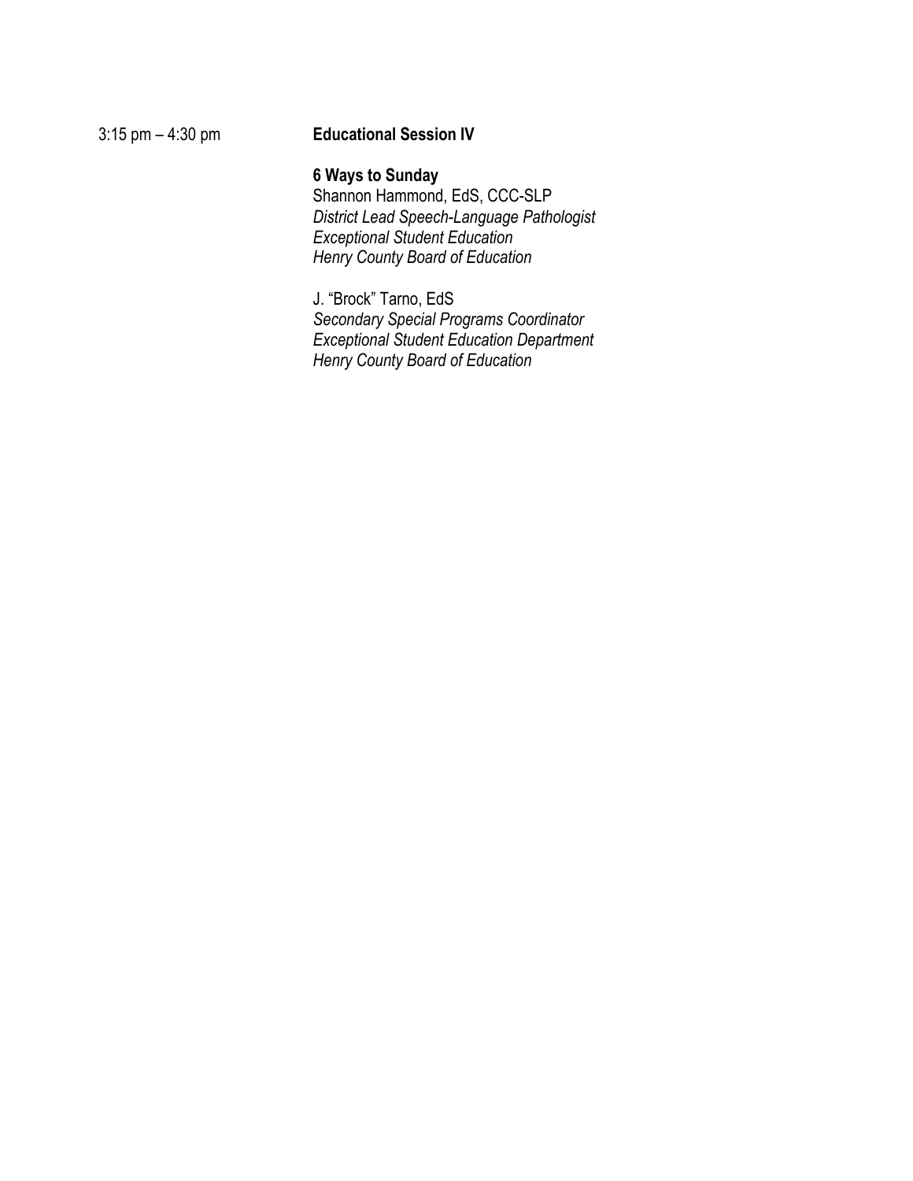3:15 pm – 4:30 pm **Educational Session IV**

**6 Ways to Sunday**
Shannon Hammond, EdS, CCC-SLP
*District Lead Speech-Language Pathologist*
*Exceptional Student Education*
*Henry County Board of Education*

J. "Brock" Tarno, EdS
*Secondary Special Programs Coordinator*
*Exceptional Student Education Department*
*Henry County Board of Education*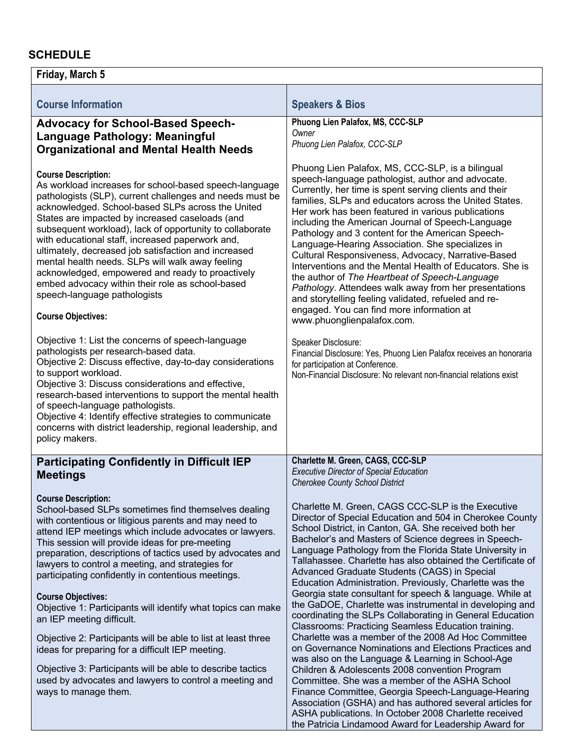## SCHEDULE

| Friday, March 5 | |
|---|---|
| **Course Information** | **Speakers & Bios** |
| **Advocacy for School-Based Speech-Language Pathology: Meaningful Organizational and Mental Health Needs**<br><br>**Course Description:**<br>As workload increases for school-based speech-language pathologists (SLP), current challenges and needs must be acknowledged. School-based SLPs across the United States are impacted by increased caseloads (and subsequent workload), lack of opportunity to collaborate with educational staff, increased paperwork and, ultimately, decreased job satisfaction and increased mental health needs. SLPs will walk away feeling acknowledged, empowered and ready to proactively embed advocacy within their role as school-based speech-language pathologists<br><br>**Course Objectives:**<br><br>Objective 1: List the concerns of speech-language pathologists per research-based data.<br>Objective 2: Discuss effective, day-to-day considerations to support workload.<br>Objective 3: Discuss considerations and effective, research-based interventions to support the mental health of speech-language pathologists.<br>Objective 4: Identify effective strategies to communicate concerns with district leadership, regional leadership, and policy makers. | **Phuong Lien Palafox, MS, CCC-SLP**<br>*Owner*<br>*Phuong Lien Palafox, CCC-SLP*<br><br>Phuong Lien Palafox, MS, CCC-SLP, is a bilingual speech-language pathologist, author and advocate. Currently, her time is spent serving clients and their families, SLPs and educators across the United States. Her work has been featured in various publications including the American Journal of Speech-Language Pathology and 3 content for the American Speech-Language-Hearing Association. She specializes in Cultural Responsiveness, Advocacy, Narrative-Based Interventions and the Mental Health of Educators. She is the author of *The Heartbeat of Speech-Language Pathology*. Attendees walk away from her presentations and storytelling feeling validated, refueled and re-engaged. You can find more information at www.phuonglienpalafox.com.<br><br>Speaker Disclosure:<br>Financial Disclosure: Yes, Phuong Lien Palafox receives an honoraria for participation at Conference.<br>Non-Financial Disclosure: No relevant non-financial relations exist |
| **Participating Confidently in Difficult IEP Meetings**<br><br>**Course Description:**<br>School-based SLPs sometimes find themselves dealing with contentious or litigious parents and may need to attend IEP meetings which include advocates or lawyers. This session will provide ideas for pre-meeting preparation, descriptions of tactics used by advocates and lawyers to control a meeting, and strategies for participating confidently in contentious meetings.<br><br>**Course Objectives:**<br>Objective 1: Participants will identify what topics can make an IEP meeting difficult.<br><br>Objective 2: Participants will be able to list at least three ideas for preparing for a difficult IEP meeting.<br><br>Objective 3: Participants will be able to describe tactics used by advocates and lawyers to control a meeting and ways to manage them. | **Charlette M. Green, CAGS, CCC-SLP**<br>*Executive Director of Special Education*<br>*Cherokee County School District*<br><br>Charlette M. Green, CAGS CCC-SLP is the Executive Director of Special Education and 504 in Cherokee County School District, in Canton, GA. She received both her Bachelor's and Masters of Science degrees in Speech-Language Pathology from the Florida State University in Tallahassee. Charlette has also obtained the Certificate of Advanced Graduate Students (CAGS) in Special Education Administration. Previously, Charlette was the Georgia state consultant for speech & language. While at the GaDOE, Charlette was instrumental in developing and coordinating the SLPs Collaborating in General Education Classrooms: Practicing Seamless Education training. Charlette was a member of the 2008 Ad Hoc Committee on Governance Nominations and Elections Practices and was also on the Language & Learning in School-Age Children & Adolescents 2008 convention Program Committee. She was a member of the ASHA School Finance Committee, Georgia Speech-Language-Hearing Association (GSHA) and has authored several articles for ASHA publications. In October 2008 Charlette received the Patricia Lindamood Award for Leadership Award for |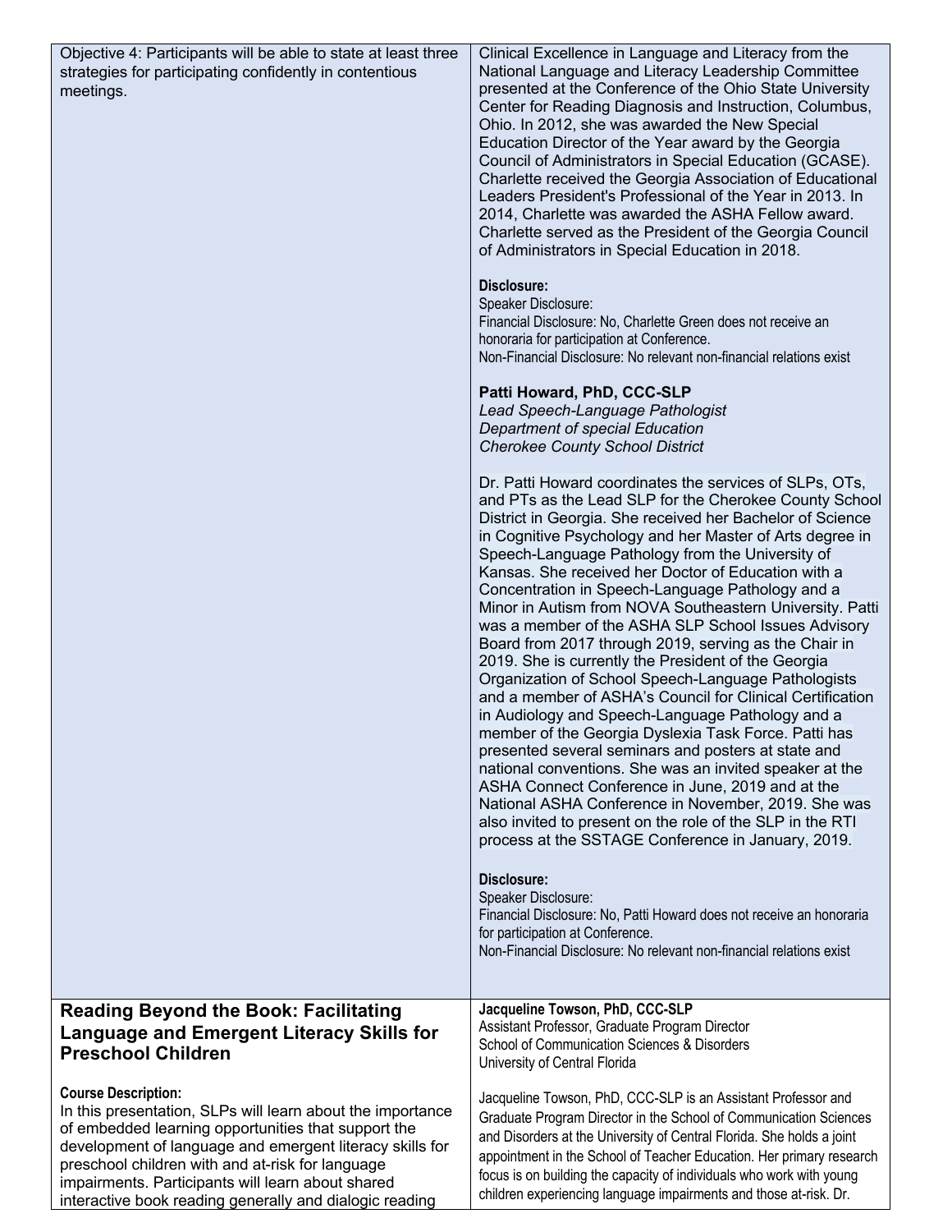| | |
|---|---|
| Objective 4: Participants will be able to state at least three strategies for participating confidently in contentious meetings. | Clinical Excellence in Language and Literacy from the National Language and Literacy Leadership Committee presented at the Conference of the Ohio State University Center for Reading Diagnosis and Instruction, Columbus, Ohio. In 2012, she was awarded the New Special Education Director of the Year award by the Georgia Council of Administrators in Special Education (GCASE). Charlette received the Georgia Association of Educational Leaders President's Professional of the Year in 2013. In 2014, Charlette was awarded the ASHA Fellow award. Charlette served as the President of the Georgia Council of Administrators in Special Education in 2018.<br><br>**Disclosure:**<br>Speaker Disclosure:<br>Financial Disclosure: No, Charlette Green does not receive an honoraria for participation at Conference.<br>Non-Financial Disclosure: No relevant non-financial relations exist<br><br>**Patti Howard, PhD, CCC-SLP**<br>*Lead Speech-Language Pathologist*<br>*Department of special Education*<br>*Cherokee County School District*<br><br>Dr. Patti Howard coordinates the services of SLPs, OTs, and PTs as the Lead SLP for the Cherokee County School District in Georgia. She received her Bachelor of Science in Cognitive Psychology and her Master of Arts degree in Speech-Language Pathology from the University of Kansas. She received her Doctor of Education with a Concentration in Speech-Language Pathology and a Minor in Autism from NOVA Southeastern University. Patti was a member of the ASHA SLP School Issues Advisory Board from 2017 through 2019, serving as the Chair in 2019. She is currently the President of the Georgia Organization of School Speech-Language Pathologists and a member of ASHA's Council for Clinical Certification in Audiology and Speech-Language Pathology and a member of the Georgia Dyslexia Task Force. Patti has presented several seminars and posters at state and national conventions. She was an invited speaker at the ASHA Connect Conference in June, 2019 and at the National ASHA Conference in November, 2019. She was also invited to present on the role of the SLP in the RTI process at the SSTAGE Conference in January, 2019.<br><br>**Disclosure:**<br>Speaker Disclosure:<br>Financial Disclosure: No, Patti Howard does not receive an honoraria for participation at Conference.<br>Non-Financial Disclosure: No relevant non-financial relations exist |
| **Reading Beyond the Book: Facilitating Language and Emergent Literacy Skills for Preschool Children**<br><br>**Course Description:**<br>In this presentation, SLPs will learn about the importance of embedded learning opportunities that support the development of language and emergent literacy skills for preschool children with and at-risk for language impairments. Participants will learn about shared interactive book reading generally and dialogic reading | **Jacqueline Towson, PhD, CCC-SLP**<br>Assistant Professor, Graduate Program Director<br>School of Communication Sciences & Disorders<br>University of Central Florida<br><br>Jacqueline Towson, PhD, CCC-SLP is an Assistant Professor and Graduate Program Director in the School of Communication Sciences and Disorders at the University of Central Florida. She holds a joint appointment in the School of Teacher Education. Her primary research focus is on building the capacity of individuals who work with young children experiencing language impairments and those at-risk. Dr. |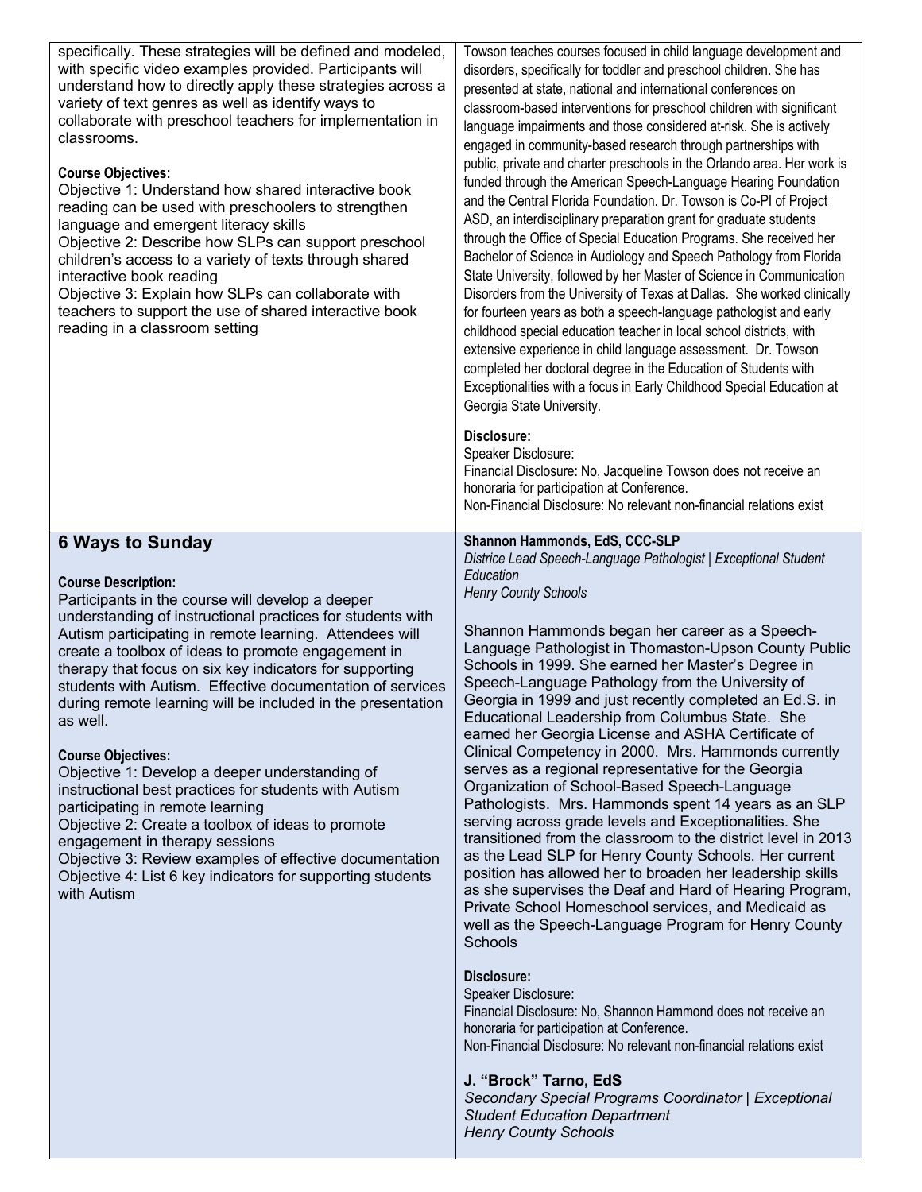specifically. These strategies will be defined and modeled, with specific video examples provided. Participants will understand how to directly apply these strategies across a variety of text genres as well as identify ways to collaborate with preschool teachers for implementation in classrooms.

**Course Objectives:**
Objective 1: Understand how shared interactive book reading can be used with preschoolers to strengthen language and emergent literacy skills
Objective 2: Describe how SLPs can support preschool children's access to a variety of texts through shared interactive book reading
Objective 3: Explain how SLPs can collaborate with teachers to support the use of shared interactive book reading in a classroom setting

Towson teaches courses focused in child language development and disorders, specifically for toddler and preschool children. She has presented at state, national and international conferences on classroom-based interventions for preschool children with significant language impairments and those considered at-risk. She is actively engaged in community-based research through partnerships with public, private and charter preschools in the Orlando area. Her work is funded through the American Speech-Language Hearing Foundation and the Central Florida Foundation. Dr. Towson is Co-PI of Project ASD, an interdisciplinary preparation grant for graduate students through the Office of Special Education Programs. She received her Bachelor of Science in Audiology and Speech Pathology from Florida State University, followed by her Master of Science in Communication Disorders from the University of Texas at Dallas. She worked clinically for fourteen years as both a speech-language pathologist and early childhood special education teacher in local school districts, with extensive experience in child language assessment. Dr. Towson completed her doctoral degree in the Education of Students with Exceptionalities with a focus in Early Childhood Special Education at Georgia State University.

**Disclosure:**
Speaker Disclosure:
Financial Disclosure: No, Jacqueline Towson does not receive an honoraria for participation at Conference.
Non-Financial Disclosure: No relevant non-financial relations exist

## 6 Ways to Sunday

**Course Description:**
Participants in the course will develop a deeper understanding of instructional practices for students with Autism participating in remote learning. Attendees will create a toolbox of ideas to promote engagement in therapy that focus on six key indicators for supporting students with Autism. Effective documentation of services during remote learning will be included in the presentation as well.

**Course Objectives:**
Objective 1: Develop a deeper understanding of instructional best practices for students with Autism participating in remote learning
Objective 2: Create a toolbox of ideas to promote engagement in therapy sessions
Objective 3: Review examples of effective documentation
Objective 4: List 6 key indicators for supporting students with Autism

**Shannon Hammonds, EdS, CCC-SLP**
*Districe Lead Speech-Language Pathologist | Exceptional Student Education*
*Henry County Schools*

Shannon Hammonds began her career as a Speech-Language Pathologist in Thomaston-Upson County Public Schools in 1999. She earned her Master's Degree in Speech-Language Pathology from the University of Georgia in 1999 and just recently completed an Ed.S. in Educational Leadership from Columbus State. She earned her Georgia License and ASHA Certificate of Clinical Competency in 2000. Mrs. Hammonds currently serves as a regional representative for the Georgia Organization of School-Based Speech-Language Pathologists. Mrs. Hammonds spent 14 years as an SLP serving across grade levels and Exceptionalities. She transitioned from the classroom to the district level in 2013 as the Lead SLP for Henry County Schools. Her current position has allowed her to broaden her leadership skills as she supervises the Deaf and Hard of Hearing Program, Private School Homeschool services, and Medicaid as well as the Speech-Language Program for Henry County Schools

**Disclosure:**
Speaker Disclosure:
Financial Disclosure: No, Shannon Hammond does not receive an honoraria for participation at Conference.
Non-Financial Disclosure: No relevant non-financial relations exist

**J. "Brock" Tarno, EdS**
*Secondary Special Programs Coordinator | Exceptional Student Education Department*
*Henry County Schools*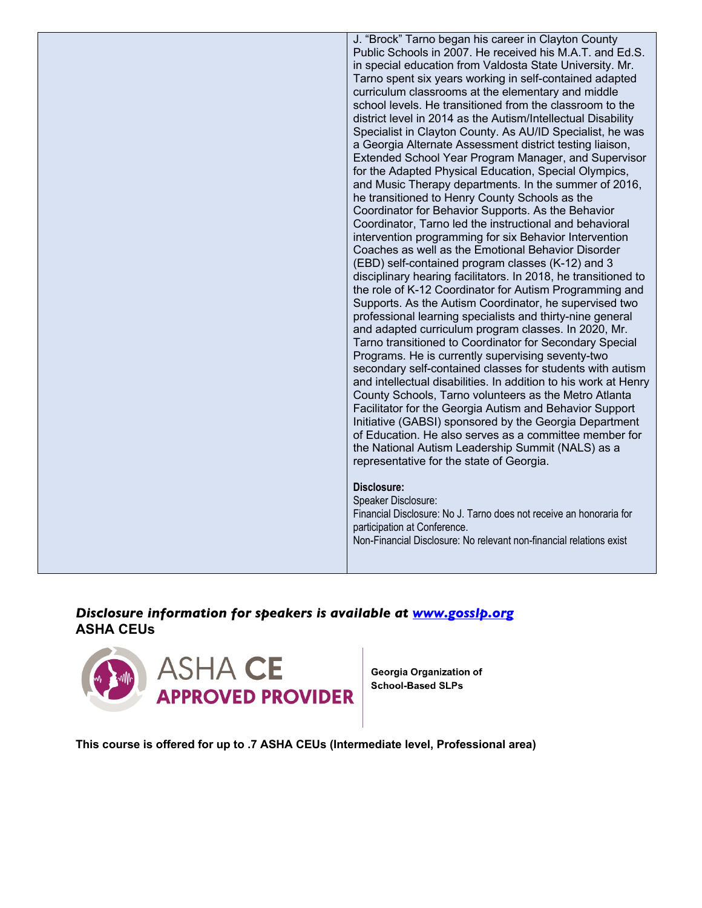| | |
|---|---|
| | J. "Brock" Tarno began his career in Clayton County Public Schools in 2007. He received his M.A.T. and Ed.S. in special education from Valdosta State University. Mr. Tarno spent six years working in self-contained adapted curriculum classrooms at the elementary and middle school levels. He transitioned from the classroom to the district level in 2014 as the Autism/Intellectual Disability Specialist in Clayton County. As AU/ID Specialist, he was a Georgia Alternate Assessment district testing liaison, Extended School Year Program Manager, and Supervisor for the Adapted Physical Education, Special Olympics, and Music Therapy departments. In the summer of 2016, he transitioned to Henry County Schools as the Coordinator for Behavior Supports. As the Behavior Coordinator, Tarno led the instructional and behavioral intervention programming for six Behavior Intervention Coaches as well as the Emotional Behavior Disorder (EBD) self-contained program classes (K-12) and 3 disciplinary hearing facilitators. In 2018, he transitioned to the role of K-12 Coordinator for Autism Programming and Supports. As the Autism Coordinator, he supervised two professional learning specialists and thirty-nine general and adapted curriculum program classes. In 2020, Mr. Tarno transitioned to Coordinator for Secondary Special Programs. He is currently supervising seventy-two secondary self-contained classes for students with autism and intellectual disabilities. In addition to his work at Henry County Schools, Tarno volunteers as the Metro Atlanta Facilitator for the Georgia Autism and Behavior Support Initiative (GABSI) sponsored by the Georgia Department of Education. He also serves as a committee member for the National Autism Leadership Summit (NALS) as a representative for the state of Georgia.<br><br>**Disclosure:**<br>Speaker Disclosure:<br>Financial Disclosure: No J. Tarno does not receive an honoraria for participation at Conference.<br>Non-Financial Disclosure: No relevant non-financial relations exist |

***Disclosure information for speakers is available at [www.gosslp.org](www.gosslp.org)***

**ASHA CEUs**

ASHA CE APPROVED PROVIDER

**Georgia Organization of School-Based SLPs**

**This course is offered for up to .7 ASHA CEUs (Intermediate level, Professional area)**